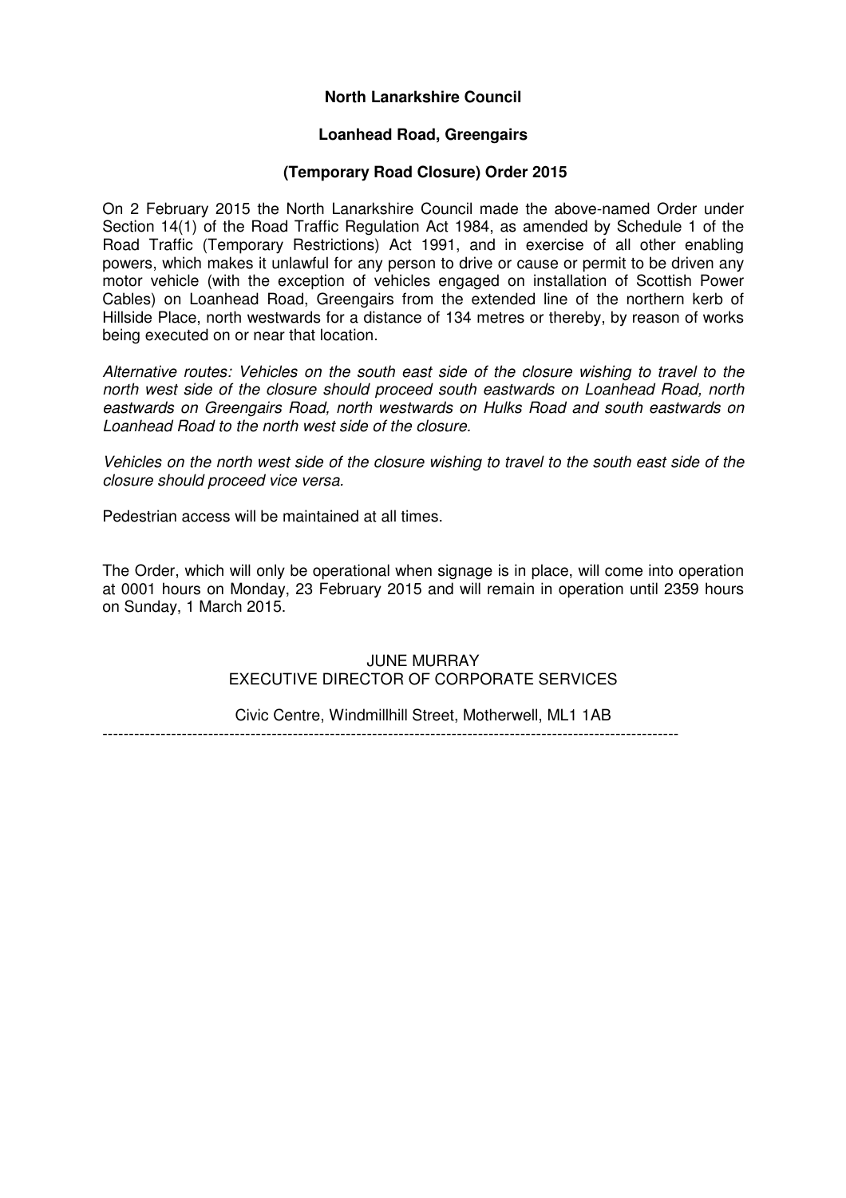**North Lanarkshire Council**

**Loanhead Road, Greengairs**

**(Temporary Road Closure) Order 2015**

On 2 February 2015 the North Lanarkshire Council made the above-named Order under Section 14(1) of the Road Traffic Regulation Act 1984, as amended by Schedule 1 of the Road Traffic (Temporary Restrictions) Act 1991, and in exercise of all other enabling powers, which makes it unlawful for any person to drive or cause or permit to be driven any motor vehicle (with the exception of vehicles engaged on installation of Scottish Power Cables) on Loanhead Road, Greengairs from the extended line of the northern kerb of Hillside Place, north westwards for a distance of 134 metres or thereby, by reason of works being executed on or near that location.

*Alternative routes: Vehicles on the south east side of the closure wishing to travel to the north west side of the closure should proceed south eastwards on Loanhead Road, north eastwards on Greengairs Road, north westwards on Hulks Road and south eastwards on Loanhead Road to the north west side of the closure.*

*Vehicles on the north west side of the closure wishing to travel to the south east side of the closure should proceed vice versa.*

Pedestrian access will be maintained at all times.

The Order, which will only be operational when signage is in place, will come into operation at 0001 hours on Monday, 23 February 2015 and will remain in operation until 2359 hours on Sunday, 1 March 2015.

JUNE MURRAY
EXECUTIVE DIRECTOR OF CORPORATE SERVICES

Civic Centre, Windmillhill Street, Motherwell, ML1 1AB

---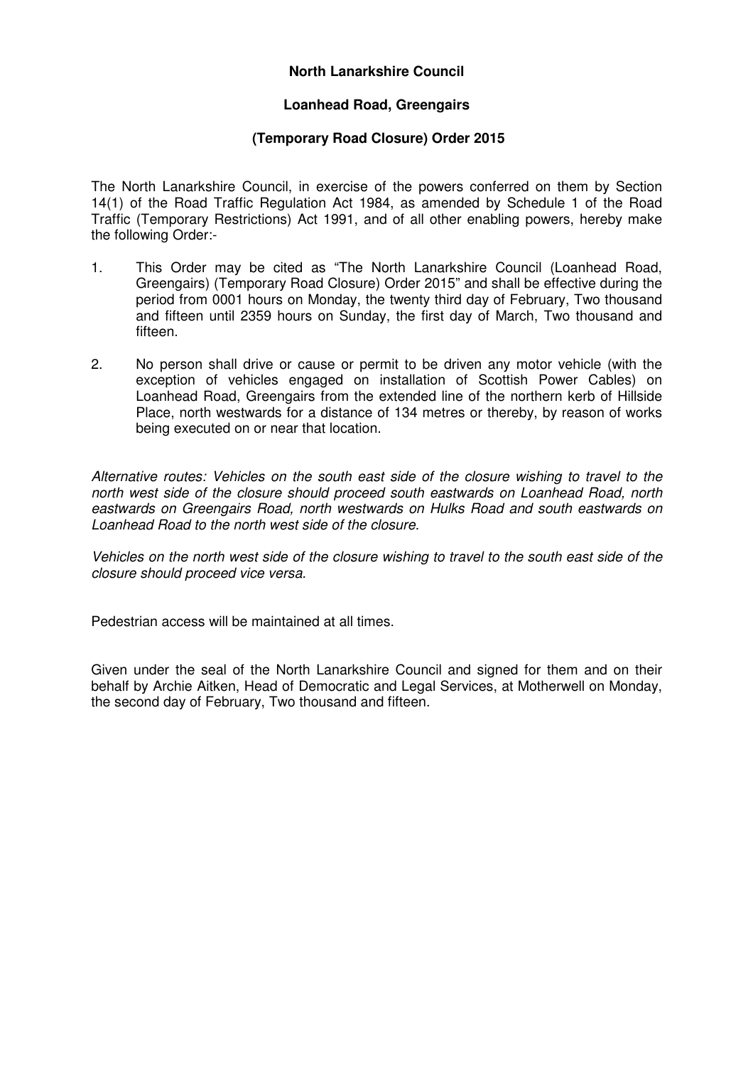**North Lanarkshire Council**

**Loanhead Road, Greengairs**

**(Temporary Road Closure) Order 2015**

The North Lanarkshire Council, in exercise of the powers conferred on them by Section 14(1) of the Road Traffic Regulation Act 1984, as amended by Schedule 1 of the Road Traffic (Temporary Restrictions) Act 1991, and of all other enabling powers, hereby make the following Order:-

1. This Order may be cited as "The North Lanarkshire Council (Loanhead Road, Greengairs) (Temporary Road Closure) Order 2015" and shall be effective during the period from 0001 hours on Monday, the twenty third day of February, Two thousand and fifteen until 2359 hours on Sunday, the first day of March, Two thousand and fifteen.

2. No person shall drive or cause or permit to be driven any motor vehicle (with the exception of vehicles engaged on installation of Scottish Power Cables) on Loanhead Road, Greengairs from the extended line of the northern kerb of Hillside Place, north westwards for a distance of 134 metres or thereby, by reason of works being executed on or near that location.

*Alternative routes: Vehicles on the south east side of the closure wishing to travel to the north west side of the closure should proceed south eastwards on Loanhead Road, north eastwards on Greengairs Road, north westwards on Hulks Road and south eastwards on Loanhead Road to the north west side of the closure.*

*Vehicles on the north west side of the closure wishing to travel to the south east side of the closure should proceed vice versa.*

Pedestrian access will be maintained at all times.

Given under the seal of the North Lanarkshire Council and signed for them and on their behalf by Archie Aitken, Head of Democratic and Legal Services, at Motherwell on Monday, the second day of February, Two thousand and fifteen.